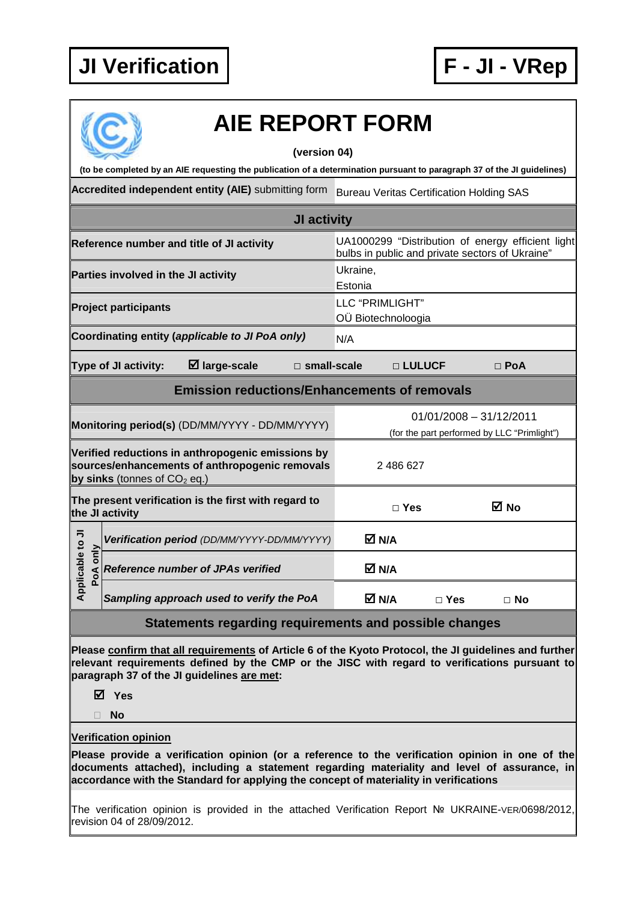# JI Verification

# F - JI - VRep

## AIE REPORT FORM

**(version 04)**

**(to be completed by an AIE requesting the publication of a determination pursuant to paragraph 37 of the JI guidelines)**

| | |
|---|---|
| **Accredited independent entity (AIE)** submitting form | Bureau Veritas Certification Holding SAS |

### JI activity

| | |
|---|---|
| **Reference number and title of JI activity** | UA1000299 "Distribution of energy efficient light bulbs in public and private sectors of Ukraine" |
| **Parties involved in the JI activity** | Ukraine,<br>Estonia |
| **Project participants** | LLC "PRIMLIGHT"<br>OÜ Biotechnoloogia |
| **Coordinating entity (*applicable to JI PoA only*)** | N/A |

**Type of JI activity:** ☑ large-scale □ small-scale □ LULUCF □ PoA

### Emission reductions/Enhancements of removals

| | | | |
|---|---|---|---|
| **Monitoring period(s)** (DD/MM/YYYY - DD/MM/YYYY) | 01/01/2008 – 31/12/2011<br>(for the part performed by LLC "Primlight") | | |
| **Verified reductions in anthropogenic emissions by sources/enhancements of anthropogenic removals by sinks** (tonnes of $CO_2$ eq.) | 2 486 627 | | |
| **The present verification is the first with regard to the JI activity** | □ Yes | ☑ No | |
| *Applicable to JI PoA only:* ***Verification period*** *(DD/MM/YYYY-DD/MM/YYYY)* | ☑ N/A | | |
| *Applicable to JI PoA only:* ***Reference number of JPAs verified*** | ☑ N/A | | |
| *Applicable to JI PoA only:* ***Sampling approach used to verify the PoA*** | ☑ N/A | □ Yes | □ No |

### Statements regarding requirements and possible changes

**Please confirm that all requirements of Article 6 of the Kyoto Protocol, the JI guidelines and further relevant requirements defined by the CMP or the JISC with regard to verifications pursuant to paragraph 37 of the JI guidelines are met:**

☑ **Yes**

□ **No**

**Verification opinion**

**Please provide a verification opinion (or a reference to the verification opinion in one of the documents attached), including a statement regarding materiality and level of assurance, in accordance with the Standard for applying the concept of materiality in verifications**

The verification opinion is provided in the attached Verification Report № UKRAINE-VER/0698/2012, revision 04 of 28/09/2012.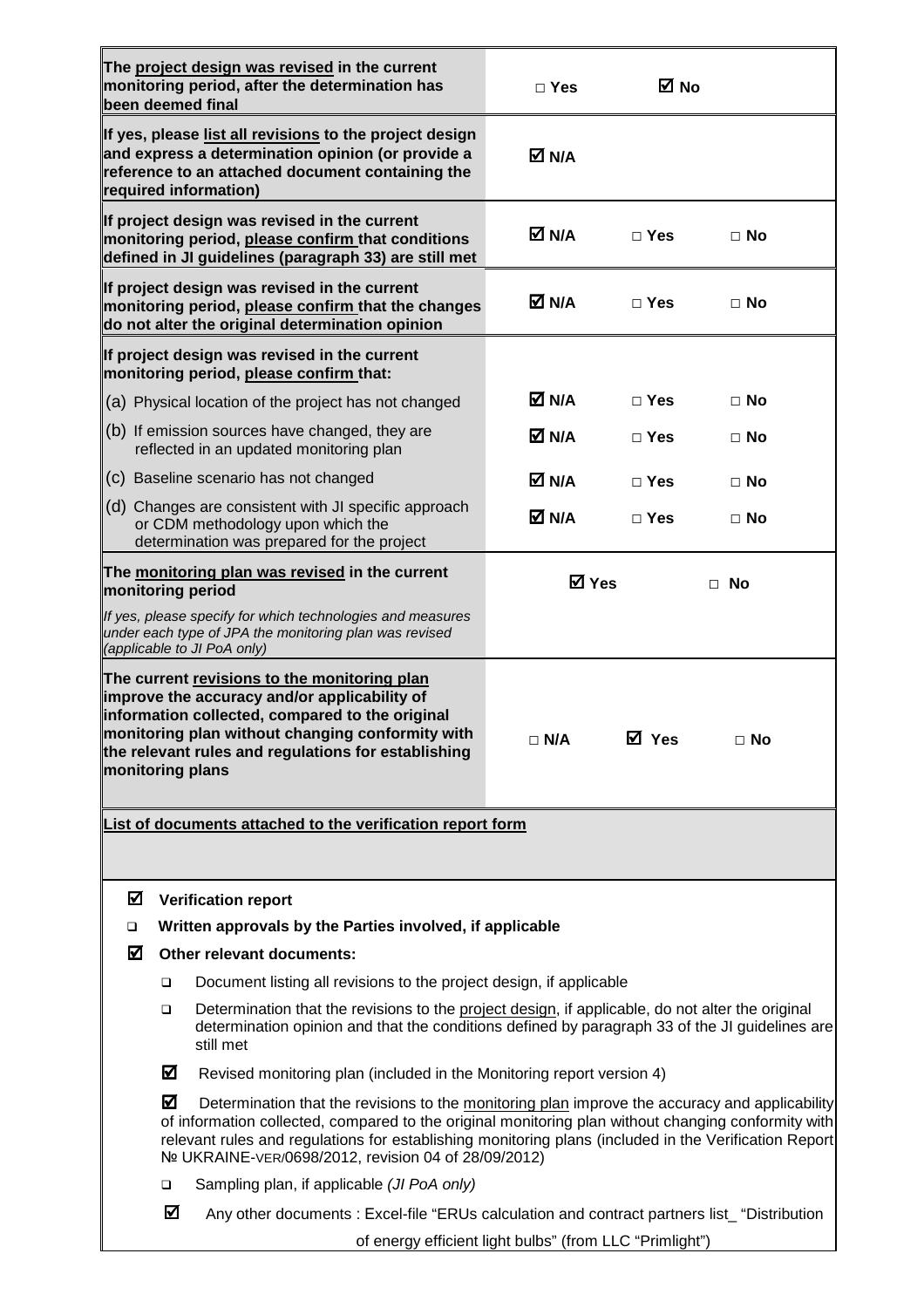| | | | |
|---|---|---|---|
| **The project design was revised in the current monitoring period, after the determination has been deemed final** | □ Yes | ☑ No | |
| **If yes, please list all revisions to the project design and express a determination opinion (or provide a reference to an attached document containing the required information)** | ☑ N/A | | |
| **If project design was revised in the current monitoring period, please confirm that conditions defined in JI guidelines (paragraph 33) are still met** | ☑ N/A | □ Yes | □ No |
| **If project design was revised in the current monitoring period, please confirm that the changes do not alter the original determination opinion** | ☑ N/A | □ Yes | □ No |
| **If project design was revised in the current monitoring period, please confirm that:** | | | |
| (a) Physical location of the project has not changed | ☑ N/A | □ Yes | □ No |
| (b) If emission sources have changed, they are reflected in an updated monitoring plan | ☑ N/A | □ Yes | □ No |
| (c) Baseline scenario has not changed | ☑ N/A | □ Yes | □ No |
| (d) Changes are consistent with JI specific approach or CDM methodology upon which the determination was prepared for the project | ☑ N/A | □ Yes | □ No |
| **The monitoring plan was revised in the current monitoring period**<br>*If yes, please specify for which technologies and measures under each type of JPA the monitoring plan was revised (applicable to JI PoA only)* | ☑ Yes | | □ No |
| **The current revisions to the monitoring plan improve the accuracy and/or applicability of information collected, compared to the original monitoring plan without changing conformity with the relevant rules and regulations for establishing monitoring plans** | □ N/A | ☑ Yes | □ No |

**List of documents attached to the verification report form**

- ☑ **Verification report**
- ❑ **Written approvals by the Parties involved, if applicable**
- ☑ **Other relevant documents:**
  - ❑ Document listing all revisions to the project design, if applicable
  - ❑ Determination that the revisions to the project design, if applicable, do not alter the original determination opinion and that the conditions defined by paragraph 33 of the JI guidelines are still met
  - ☑ Revised monitoring plan (included in the Monitoring report version 4)
  - ☑ Determination that the revisions to the monitoring plan improve the accuracy and applicability of information collected, compared to the original monitoring plan without changing conformity with relevant rules and regulations for establishing monitoring plans (included in the Verification Report № UKRAINE-VER/0698/2012, revision 04 of 28/09/2012)
  - ❑ Sampling plan, if applicable *(JI PoA only)*
  - ☑ Any other documents : Excel-file "ERUs calculation and contract partners list_ "Distribution of energy efficient light bulbs" (from LLC "Primlight")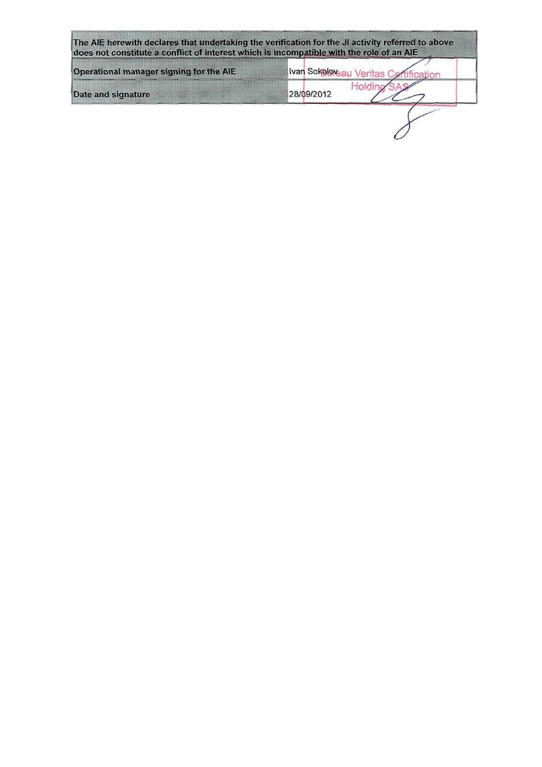| The AIE herewith declares that undertaking the verification for the JI activity referred to above does not constitute a conflict of interest which is incompatible with the role of an AIE | |
|---|---|
| Operational manager signing for the AIE | Ivan Sokolov |
| Date and signature | 28/09/2012 |

Bureau Veritas Certification Holding SAS